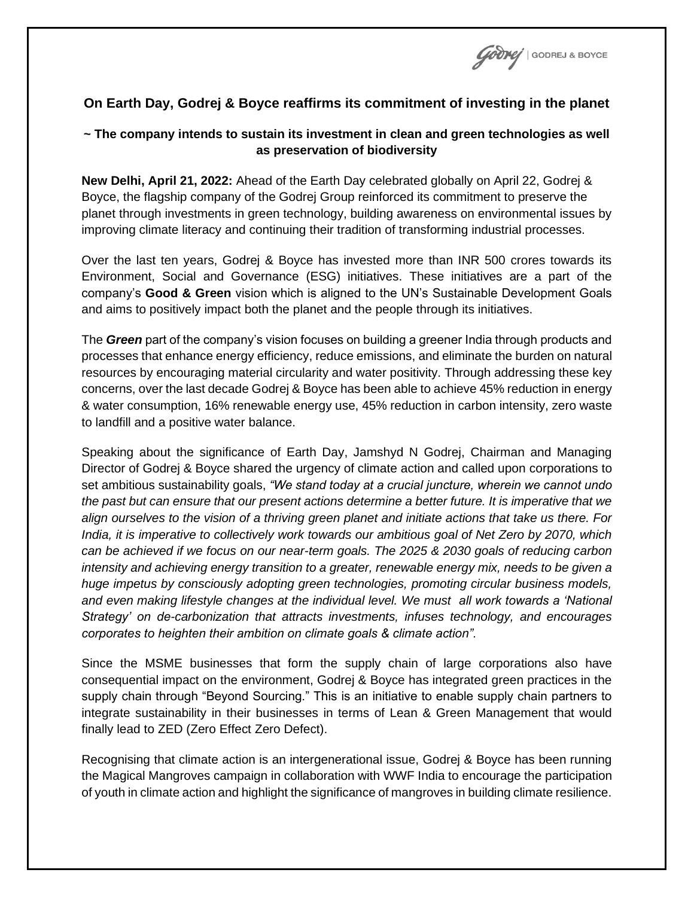# On Earth Day, Godrej & Boyce reaffirms its commitment of investing in the planet

## ~ The company intends to sustain its investment in clean and green technologies as well as preservation of biodiversity

**New Delhi, April 21, 2022:** Ahead of the Earth Day celebrated globally on April 22, Godrej & Boyce, the flagship company of the Godrej Group reinforced its commitment to preserve the planet through investments in green technology, building awareness on environmental issues by improving climate literacy and continuing their tradition of transforming industrial processes.

Over the last ten years, Godrej & Boyce has invested more than INR 500 crores towards its Environment, Social and Governance (ESG) initiatives. These initiatives are a part of the company's **Good & Green** vision which is aligned to the UN's Sustainable Development Goals and aims to positively impact both the planet and the people through its initiatives.

The ***Green*** part of the company's vision focuses on building a greener India through products and processes that enhance energy efficiency, reduce emissions, and eliminate the burden on natural resources by encouraging material circularity and water positivity. Through addressing these key concerns, over the last decade Godrej & Boyce has been able to achieve 45% reduction in energy & water consumption, 16% renewable energy use, 45% reduction in carbon intensity, zero waste to landfill and a positive water balance.

Speaking about the significance of Earth Day, Jamshyd N Godrej, Chairman and Managing Director of Godrej & Boyce shared the urgency of climate action and called upon corporations to set ambitious sustainability goals, *"We stand today at a crucial juncture, wherein we cannot undo the past but can ensure that our present actions determine a better future. It is imperative that we align ourselves to the vision of a thriving green planet and initiate actions that take us there. For India, it is imperative to collectively work towards our ambitious goal of Net Zero by 2070, which can be achieved if we focus on our near-term goals. The 2025 & 2030 goals of reducing carbon intensity and achieving energy transition to a greater, renewable energy mix, needs to be given a huge impetus by consciously adopting green technologies, promoting circular business models, and even making lifestyle changes at the individual level. We must all work towards a 'National Strategy' on de-carbonization that attracts investments, infuses technology, and encourages corporates to heighten their ambition on climate goals & climate action"*.

Since the MSME businesses that form the supply chain of large corporations also have consequential impact on the environment, Godrej & Boyce has integrated green practices in the supply chain through "Beyond Sourcing." This is an initiative to enable supply chain partners to integrate sustainability in their businesses in terms of Lean & Green Management that would finally lead to ZED (Zero Effect Zero Defect).

Recognising that climate action is an intergenerational issue, Godrej & Boyce has been running the Magical Mangroves campaign in collaboration with WWF India to encourage the participation of youth in climate action and highlight the significance of mangroves in building climate resilience.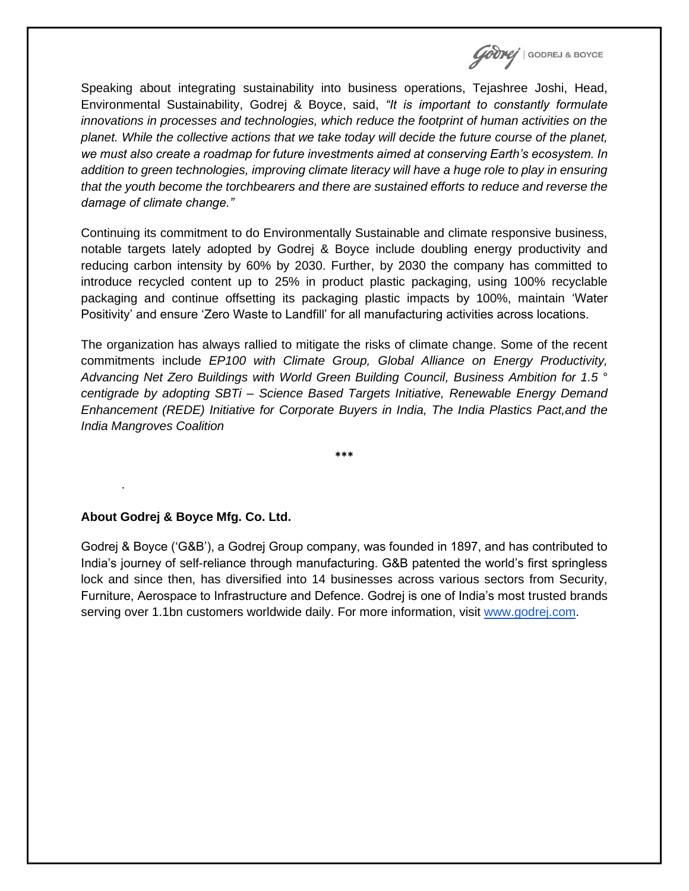Speaking about integrating sustainability into business operations, Tejashree Joshi, Head, Environmental Sustainability, Godrej & Boyce, said, *"It is important to constantly formulate innovations in processes and technologies, which reduce the footprint of human activities on the planet. While the collective actions that we take today will decide the future course of the planet, we must also create a roadmap for future investments aimed at conserving Earth's ecosystem. In addition to green technologies, improving climate literacy will have a huge role to play in ensuring that the youth become the torchbearers and there are sustained efforts to reduce and reverse the damage of climate change."*

Continuing its commitment to do Environmentally Sustainable and climate responsive business, notable targets lately adopted by Godrej & Boyce include doubling energy productivity and reducing carbon intensity by 60% by 2030. Further, by 2030 the company has committed to introduce recycled content up to 25% in product plastic packaging, using 100% recyclable packaging and continue offsetting its packaging plastic impacts by 100%, maintain 'Water Positivity' and ensure 'Zero Waste to Landfill' for all manufacturing activities across locations.

The organization has always rallied to mitigate the risks of climate change. Some of the recent commitments include *EP100 with Climate Group, Global Alliance on Energy Productivity, Advancing Net Zero Buildings with World Green Building Council, Business Ambition for 1.5 ° centigrade by adopting SBTi – Science Based Targets Initiative, Renewable Energy Demand Enhancement (REDE) Initiative for Corporate Buyers in India, The India Plastics Pact,and the India Mangroves Coalition*

***

## About Godrej & Boyce Mfg. Co. Ltd.

Godrej & Boyce ('G&B'), a Godrej Group company, was founded in 1897, and has contributed to India's journey of self-reliance through manufacturing. G&B patented the world's first springless lock and since then, has diversified into 14 businesses across various sectors from Security, Furniture, Aerospace to Infrastructure and Defence. Godrej is one of India's most trusted brands serving over 1.1bn customers worldwide daily. For more information, visit [www.godrej.com](http://www.godrej.com).